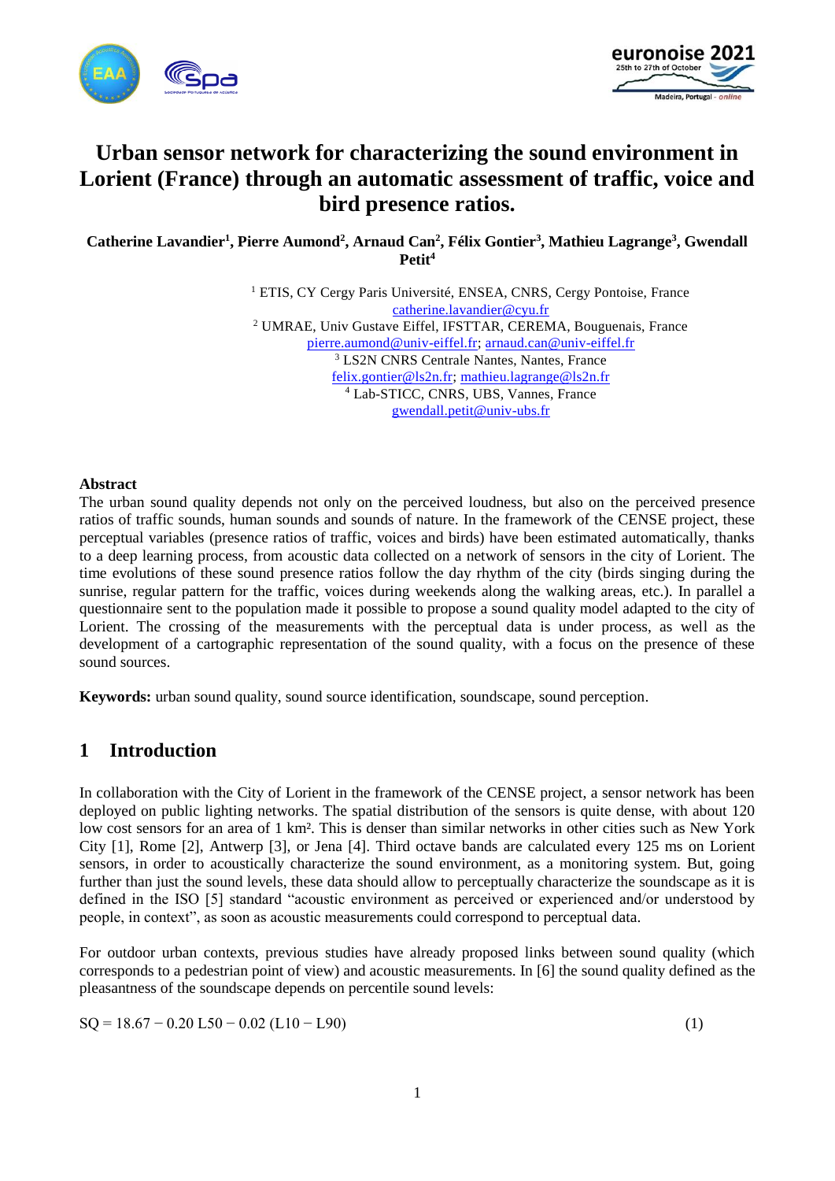# Urban sensor network for characterizing the sound environment in Lorient (France) through an automatic assessment of traffic, voice and bird presence ratios.

**Catherine Lavandier[1], Pierre Aumond[2], Arnaud Can[2], Félix Gontier[3], Mathieu Lagrange[3], Gwendall Petit[4]**

[1] ETIS, CY Cergy Paris Université, ENSEA, CNRS, Cergy Pontoise, France
catherine.lavandier@cyu.fr

[2] UMRAE, Univ Gustave Eiffel, IFSTTAR, CEREMA, Bouguenais, France
pierre.aumond@univ-eiffel.fr; arnaud.can@univ-eiffel.fr

[3] LS2N CNRS Centrale Nantes, Nantes, France
felix.gontier@ls2n.fr; mathieu.lagrange@ls2n.fr

[4] Lab-STICC, CNRS, UBS, Vannes, France
gwendall.petit@univ-ubs.fr

**Abstract**

The urban sound quality depends not only on the perceived loudness, but also on the perceived presence ratios of traffic sounds, human sounds and sounds of nature. In the framework of the CENSE project, these perceptual variables (presence ratios of traffic, voices and birds) have been estimated automatically, thanks to a deep learning process, from acoustic data collected on a network of sensors in the city of Lorient. The time evolutions of these sound presence ratios follow the day rhythm of the city (birds singing during the sunrise, regular pattern for the traffic, voices during weekends along the walking areas, etc.). In parallel a questionnaire sent to the population made it possible to propose a sound quality model adapted to the city of Lorient. The crossing of the measurements with the perceptual data is under process, as well as the development of a cartographic representation of the sound quality, with a focus on the presence of these sound sources.

**Keywords:** urban sound quality, sound source identification, soundscape, sound perception.

## 1 Introduction

In collaboration with the City of Lorient in the framework of the CENSE project, a sensor network has been deployed on public lighting networks. The spatial distribution of the sensors is quite dense, with about 120 low cost sensors for an area of 1 km². This is denser than similar networks in other cities such as New York City [1], Rome [2], Antwerp [3], or Jena [4]. Third octave bands are calculated every 125 ms on Lorient sensors, in order to acoustically characterize the sound environment, as a monitoring system. But, going further than just the sound levels, these data should allow to perceptually characterize the soundscape as it is defined in the ISO [5] standard "acoustic environment as perceived or experienced and/or understood by people, in context", as soon as acoustic measurements could correspond to perceptual data.

For outdoor urban contexts, previous studies have already proposed links between sound quality (which corresponds to a pedestrian point of view) and acoustic measurements. In [6] the sound quality defined as the pleasantness of the soundscape depends on percentile sound levels:

$$SQ = 18.67 - 0.20\ L50 - 0.02\ (L10 - L90) \quad (1)$$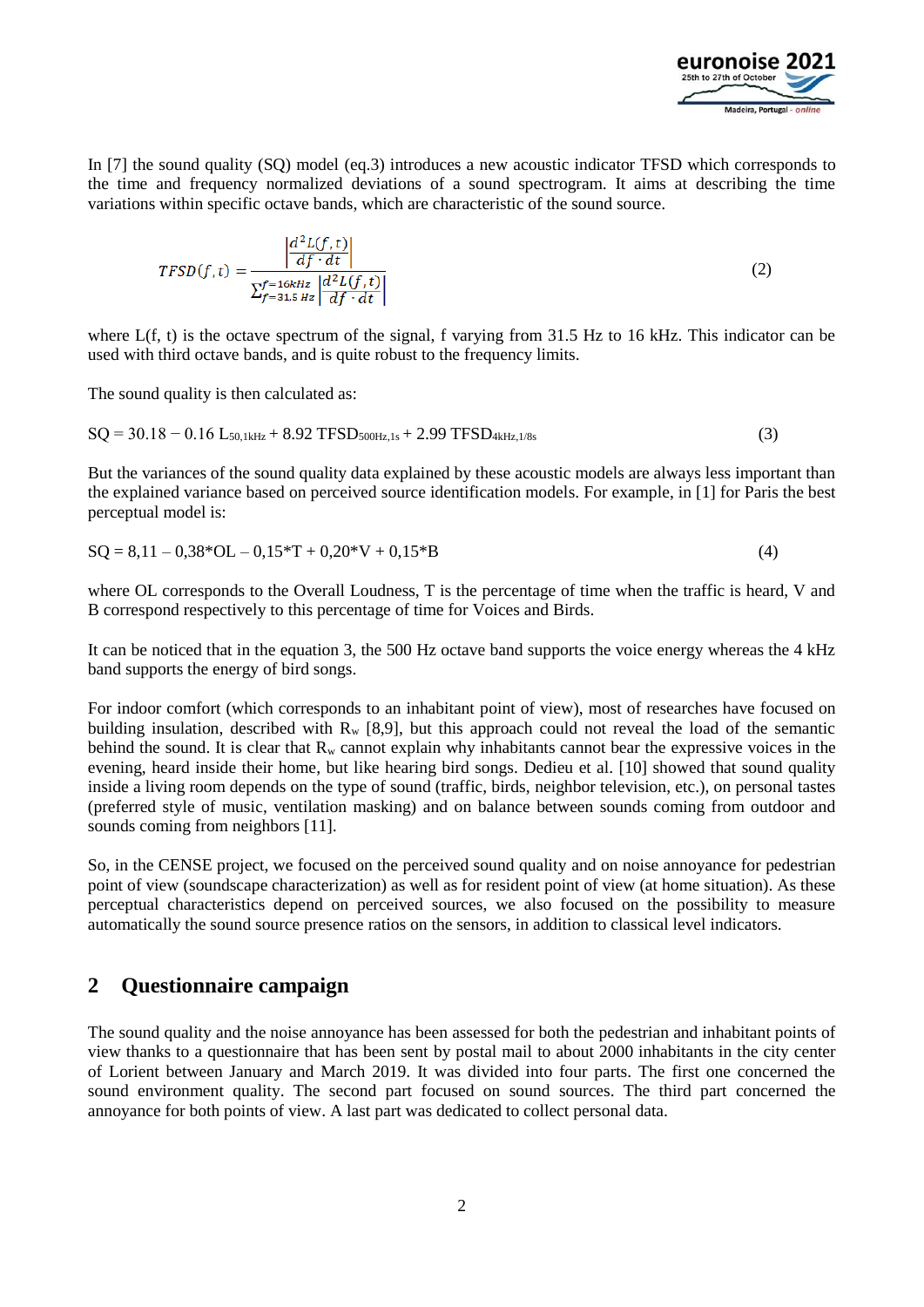In [7] the sound quality (SQ) model (eq.3) introduces a new acoustic indicator TFSD which corresponds to the time and frequency normalized deviations of a sound spectrogram. It aims at describing the time variations within specific octave bands, which are characteristic of the sound source.

$$TFSD(f,t) = \frac{\left|\frac{d^2L(f,t)}{df \cdot dt}\right|}{\sum_{f=31,5\,Hz}^{f=16kHz} \left|\frac{d^2L(f,t)}{df \cdot dt}\right|} \tag{2}$$

where L(f, t) is the octave spectrum of the signal, f varying from 31.5 Hz to 16 kHz. This indicator can be used with third octave bands, and is quite robust to the frequency limits.

The sound quality is then calculated as:

$$SQ = 30.18 - 0.16\, L_{50,1kHz} + 8.92\, TFSD_{500Hz,1s} + 2.99\, TFSD_{4kHz,1/8s} \tag{3}$$

But the variances of the sound quality data explained by these acoustic models are always less important than the explained variance based on perceived source identification models. For example, in [1] for Paris the best perceptual model is:

$$SQ = 8{,}11 - 0{,}38 \cdot OL - 0{,}15 \cdot T + 0{,}20 \cdot V + 0{,}15 \cdot B \tag{4}$$

where OL corresponds to the Overall Loudness, T is the percentage of time when the traffic is heard, V and B correspond respectively to this percentage of time for Voices and Birds.

It can be noticed that in the equation 3, the 500 Hz octave band supports the voice energy whereas the 4 kHz band supports the energy of bird songs.

For indoor comfort (which corresponds to an inhabitant point of view), most of researches have focused on building insulation, described with $R_w$ [8,9], but this approach could not reveal the load of the semantic behind the sound. It is clear that $R_w$ cannot explain why inhabitants cannot bear the expressive voices in the evening, heard inside their home, but like hearing bird songs. Dedieu et al. [10] showed that sound quality inside a living room depends on the type of sound (traffic, birds, neighbor television, etc.), on personal tastes (preferred style of music, ventilation masking) and on balance between sounds coming from outdoor and sounds coming from neighbors [11].

So, in the CENSE project, we focused on the perceived sound quality and on noise annoyance for pedestrian point of view (soundscape characterization) as well as for resident point of view (at home situation). As these perceptual characteristics depend on perceived sources, we also focused on the possibility to measure automatically the sound source presence ratios on the sensors, in addition to classical level indicators.

## 2 Questionnaire campaign

The sound quality and the noise annoyance has been assessed for both the pedestrian and inhabitant points of view thanks to a questionnaire that has been sent by postal mail to about 2000 inhabitants in the city center of Lorient between January and March 2019. It was divided into four parts. The first one concerned the sound environment quality. The second part focused on sound sources. The third part concerned the annoyance for both points of view. A last part was dedicated to collect personal data.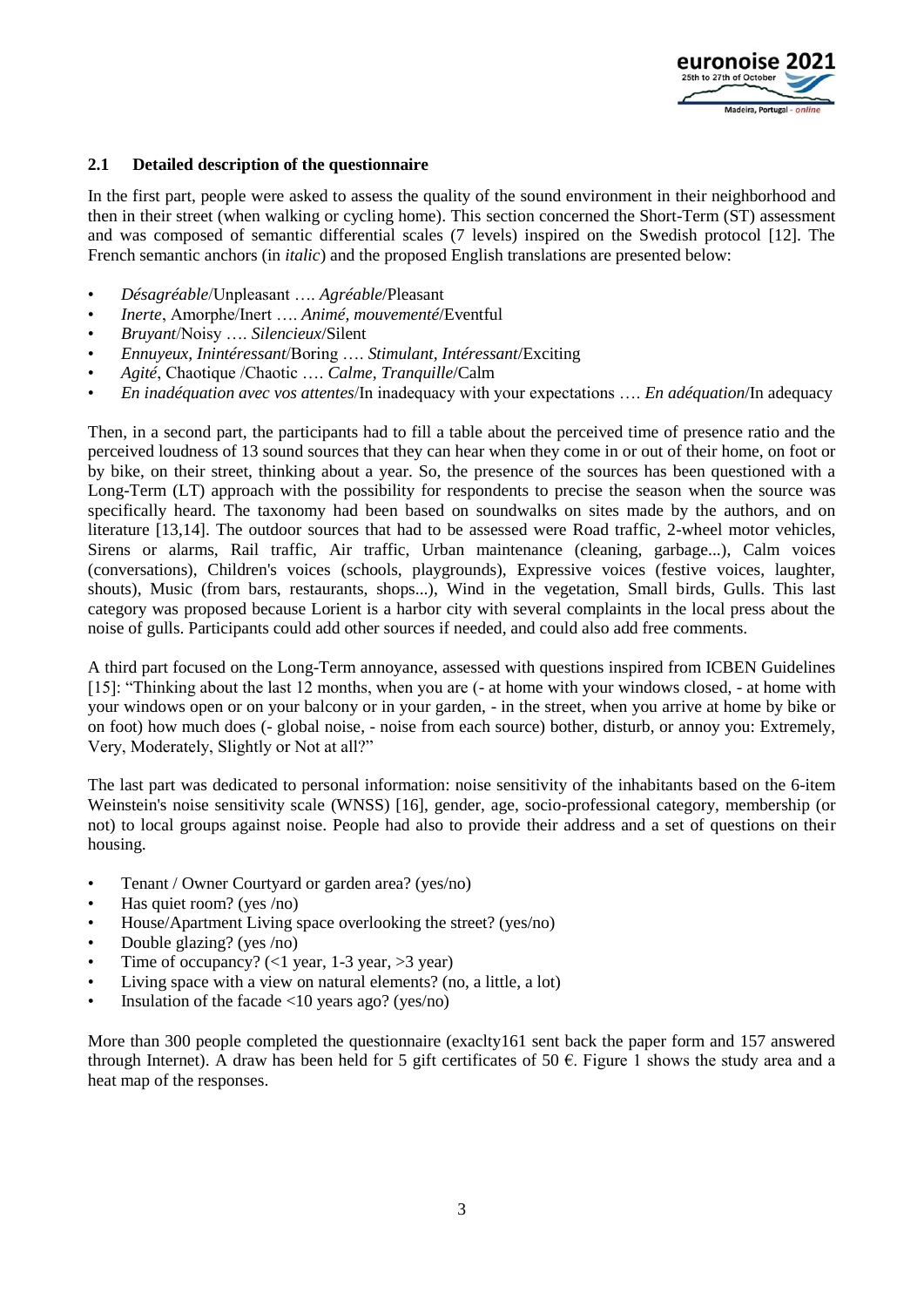### 2.1 Detailed description of the questionnaire

In the first part, people were asked to assess the quality of the sound environment in their neighborhood and then in their street (when walking or cycling home). This section concerned the Short-Term (ST) assessment and was composed of semantic differential scales (7 levels) inspired on the Swedish protocol [12]. The French semantic anchors (in *italic*) and the proposed English translations are presented below:

- *Désagréable*/Unpleasant …. *Agréable*/Pleasant
- *Inerte*, Amorphe/Inert …. *Animé, mouvementé*/Eventful
- *Bruyant*/Noisy …. *Silencieux*/Silent
- *Ennuyeux, Inintéressant*/Boring …. *Stimulant, Intéressant*/Exciting
- *Agité*, Chaotique /Chaotic …. *Calme, Tranquille*/Calm
- *En inadéquation avec vos attentes*/In inadequacy with your expectations …. *En adéquation*/In adequacy

Then, in a second part, the participants had to fill a table about the perceived time of presence ratio and the perceived loudness of 13 sound sources that they can hear when they come in or out of their home, on foot or by bike, on their street, thinking about a year. So, the presence of the sources has been questioned with a Long-Term (LT) approach with the possibility for respondents to precise the season when the source was specifically heard. The taxonomy had been based on soundwalks on sites made by the authors, and on literature [13,14]. The outdoor sources that had to be assessed were Road traffic, 2-wheel motor vehicles, Sirens or alarms, Rail traffic, Air traffic, Urban maintenance (cleaning, garbage...), Calm voices (conversations), Children's voices (schools, playgrounds), Expressive voices (festive voices, laughter, shouts), Music (from bars, restaurants, shops...), Wind in the vegetation, Small birds, Gulls. This last category was proposed because Lorient is a harbor city with several complaints in the local press about the noise of gulls. Participants could add other sources if needed, and could also add free comments.

A third part focused on the Long-Term annoyance, assessed with questions inspired from ICBEN Guidelines [15]: "Thinking about the last 12 months, when you are (- at home with your windows closed, - at home with your windows open or on your balcony or in your garden, - in the street, when you arrive at home by bike or on foot) how much does (- global noise, - noise from each source) bother, disturb, or annoy you: Extremely, Very, Moderately, Slightly or Not at all?"

The last part was dedicated to personal information: noise sensitivity of the inhabitants based on the 6-item Weinstein's noise sensitivity scale (WNSS) [16], gender, age, socio-professional category, membership (or not) to local groups against noise. People had also to provide their address and a set of questions on their housing.

- Tenant / Owner Courtyard or garden area? (yes/no)
- Has quiet room? (yes /no)
- House/Apartment Living space overlooking the street? (yes/no)
- Double glazing? (yes /no)
- Time of occupancy? (<1 year, 1-3 year, >3 year)
- Living space with a view on natural elements? (no, a little, a lot)
- Insulation of the facade <10 years ago? (yes/no)

More than 300 people completed the questionnaire (exaclty161 sent back the paper form and 157 answered through Internet). A draw has been held for 5 gift certificates of 50 €. Figure 1 shows the study area and a heat map of the responses.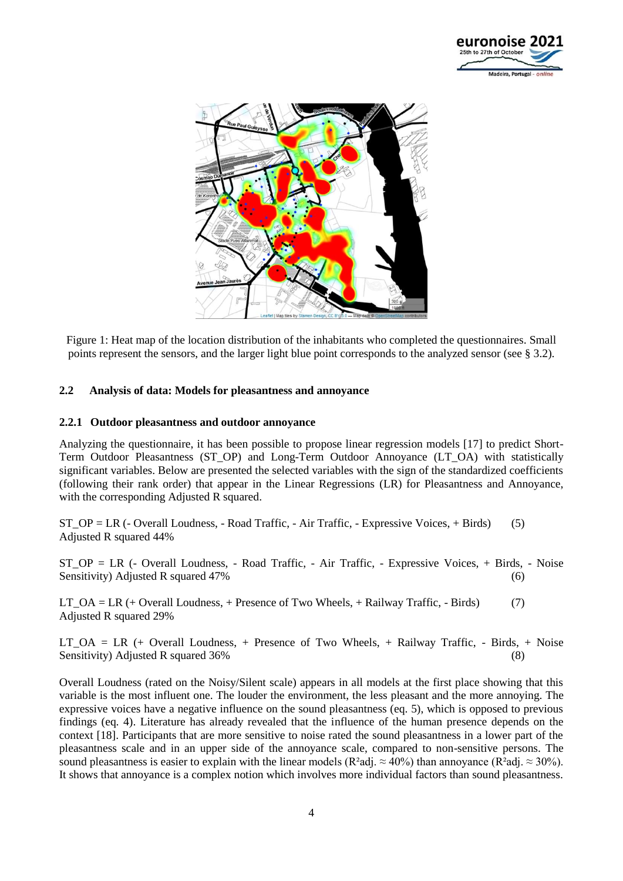Figure 1: Heat map of the location distribution of the inhabitants who completed the questionnaires. Small points represent the sensors, and the larger light blue point corresponds to the analyzed sensor (see § 3.2).

### 2.2 Analysis of data: Models for pleasantness and annoyance

#### 2.2.1 Outdoor pleasantness and outdoor annoyance

Analyzing the questionnaire, it has been possible to propose linear regression models [17] to predict Short-Term Outdoor Pleasantness (ST_OP) and Long-Term Outdoor Annoyance (LT_OA) with statistically significant variables. Below are presented the selected variables with the sign of the standardized coefficients (following their rank order) that appear in the Linear Regressions (LR) for Pleasantness and Annoyance, with the corresponding Adjusted R squared.

ST_OP = LR (- Overall Loudness, - Road Traffic, - Air Traffic, - Expressive Voices, + Birds) (5)
Adjusted R squared 44%

ST_OP = LR (- Overall Loudness, - Road Traffic, - Air Traffic, - Expressive Voices, + Birds, - Noise Sensitivity) Adjusted R squared 47% (6)

LT_OA = LR (+ Overall Loudness, + Presence of Two Wheels, + Railway Traffic, - Birds) (7)
Adjusted R squared 29%

LT_OA = LR (+ Overall Loudness, + Presence of Two Wheels, + Railway Traffic, - Birds, + Noise Sensitivity) Adjusted R squared 36% (8)

Overall Loudness (rated on the Noisy/Silent scale) appears in all models at the first place showing that this variable is the most influent one. The louder the environment, the less pleasant and the more annoying. The expressive voices have a negative influence on the sound pleasantness (eq. 5), which is opposed to previous findings (eq. 4). Literature has already revealed that the influence of the human presence depends on the context [18]. Participants that are more sensitive to noise rated the sound pleasantness in a lower part of the pleasantness scale and in an upper side of the annoyance scale, compared to non-sensitive persons. The sound pleasantness is easier to explain with the linear models ($R^2$adj. ≈ 40%) than annoyance ($R^2$adj. ≈ 30%). It shows that annoyance is a complex notion which involves more individual factors than sound pleasantness.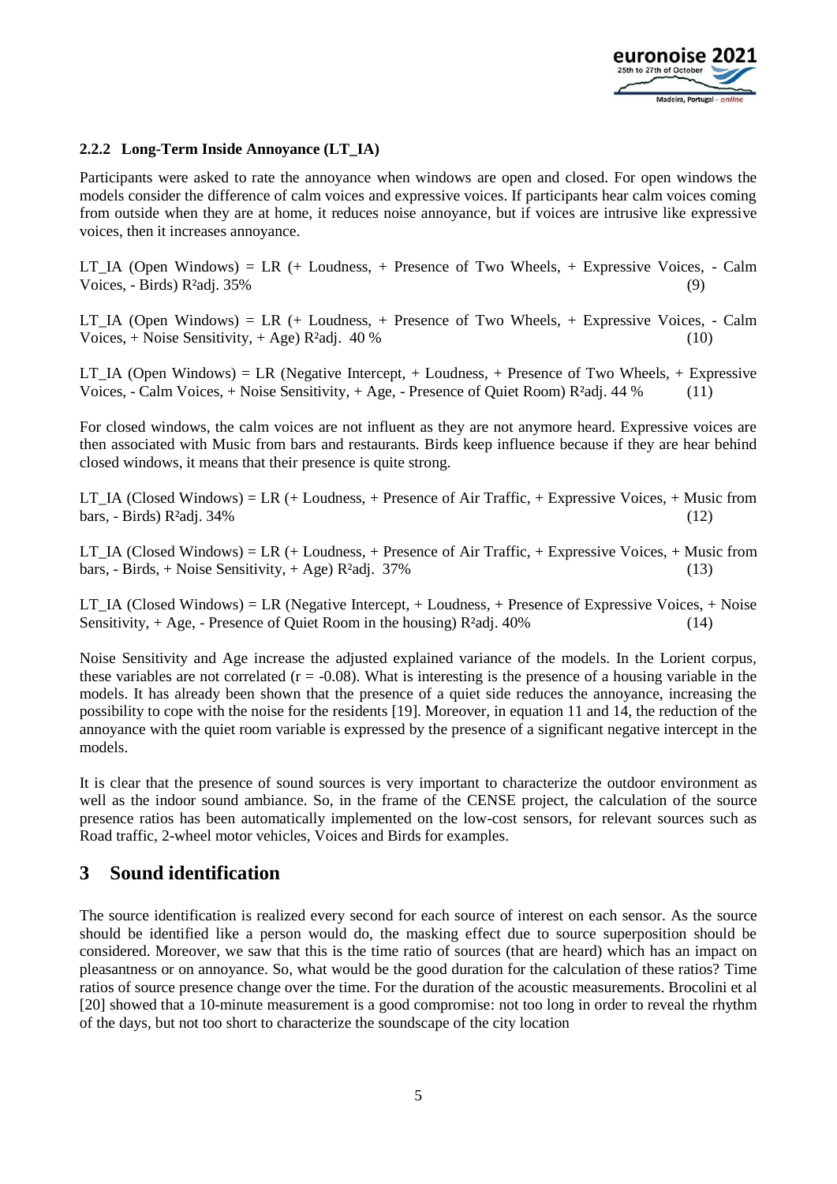### 2.2.2 Long-Term Inside Annoyance (LT_IA)

Participants were asked to rate the annoyance when windows are open and closed. For open windows the models consider the difference of calm voices and expressive voices. If participants hear calm voices coming from outside when they are at home, it reduces noise annoyance, but if voices are intrusive like expressive voices, then it increases annoyance.

LT_IA (Open Windows) = LR (+ Loudness, + Presence of Two Wheels, + Expressive Voices, - Calm Voices, - Birds) $R^2$adj. 35% (9)

LT_IA (Open Windows) = LR (+ Loudness, + Presence of Two Wheels, + Expressive Voices, - Calm Voices, + Noise Sensitivity, + Age) $R^2$adj. 40 % (10)

LT_IA (Open Windows) = LR (Negative Intercept, + Loudness, + Presence of Two Wheels, + Expressive Voices, - Calm Voices, + Noise Sensitivity, + Age, - Presence of Quiet Room) $R^2$adj. 44 % (11)

For closed windows, the calm voices are not influent as they are not anymore heard. Expressive voices are then associated with Music from bars and restaurants. Birds keep influence because if they are hear behind closed windows, it means that their presence is quite strong.

LT_IA (Closed Windows) = LR (+ Loudness, + Presence of Air Traffic, + Expressive Voices, + Music from bars, - Birds) $R^2$adj. 34% (12)

LT_IA (Closed Windows) = LR (+ Loudness, + Presence of Air Traffic, + Expressive Voices, + Music from bars, - Birds, + Noise Sensitivity, + Age) $R^2$adj. 37% (13)

LT_IA (Closed Windows) = LR (Negative Intercept, + Loudness, + Presence of Expressive Voices, + Noise Sensitivity, + Age, - Presence of Quiet Room in the housing) $R^2$adj. 40% (14)

Noise Sensitivity and Age increase the adjusted explained variance of the models. In the Lorient corpus, these variables are not correlated ($r = -0.08$). What is interesting is the presence of a housing variable in the models. It has already been shown that the presence of a quiet side reduces the annoyance, increasing the possibility to cope with the noise for the residents [19]. Moreover, in equation 11 and 14, the reduction of the annoyance with the quiet room variable is expressed by the presence of a significant negative intercept in the models.

It is clear that the presence of sound sources is very important to characterize the outdoor environment as well as the indoor sound ambiance. So, in the frame of the CENSE project, the calculation of the source presence ratios has been automatically implemented on the low-cost sensors, for relevant sources such as Road traffic, 2-wheel motor vehicles, Voices and Birds for examples.

# 3 Sound identification

The source identification is realized every second for each source of interest on each sensor. As the source should be identified like a person would do, the masking effect due to source superposition should be considered. Moreover, we saw that this is the time ratio of sources (that are heard) which has an impact on pleasantness or on annoyance. So, what would be the good duration for the calculation of these ratios? Time ratios of source presence change over the time. For the duration of the acoustic measurements. Brocolini et al [20] showed that a 10-minute measurement is a good compromise: not too long in order to reveal the rhythm of the days, but not too short to characterize the soundscape of the city location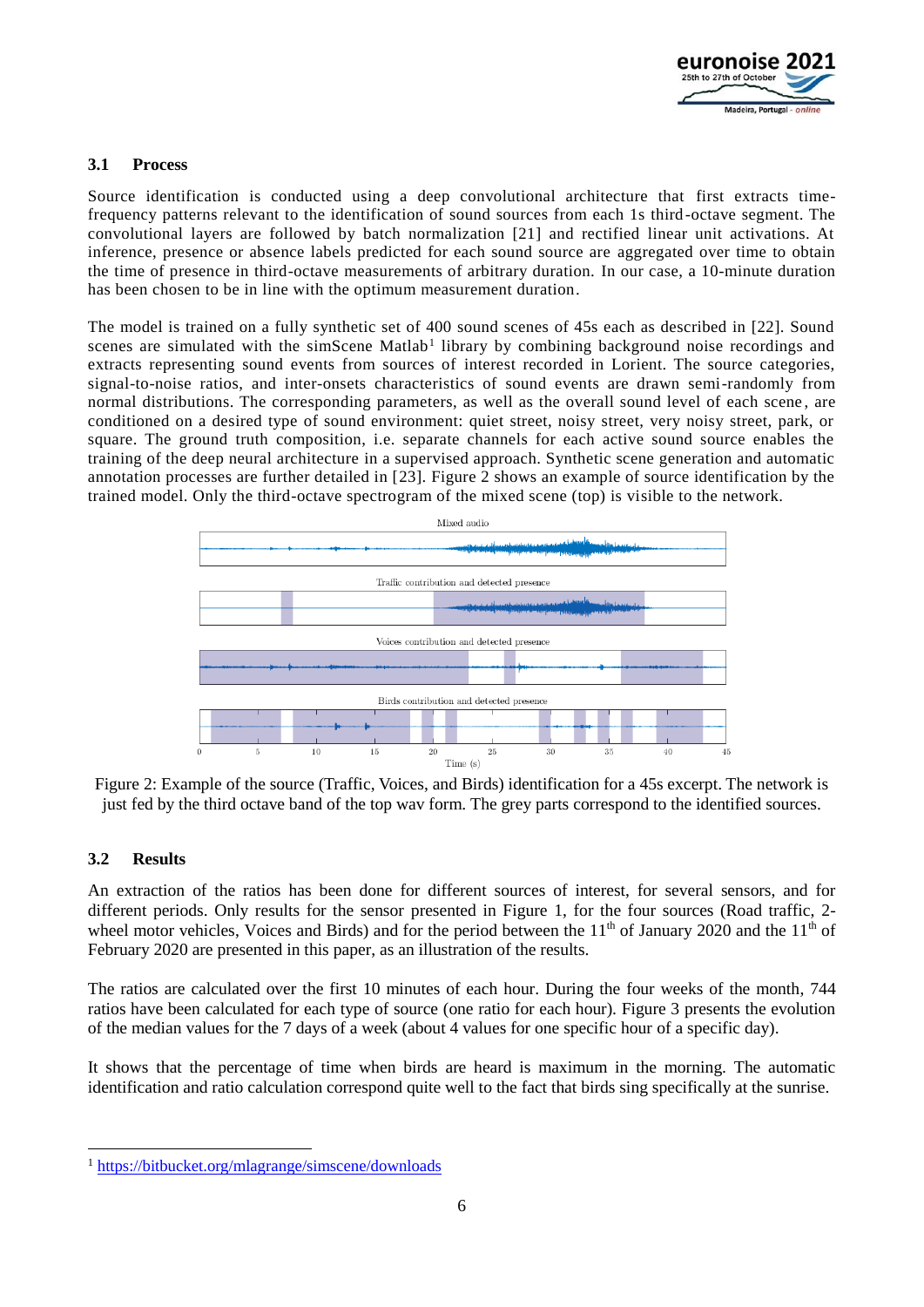### 3.1 Process

Source identification is conducted using a deep convolutional architecture that first extracts time-frequency patterns relevant to the identification of sound sources from each 1s third-octave segment. The convolutional layers are followed by batch normalization [21] and rectified linear unit activations. At inference, presence or absence labels predicted for each sound source are aggregated over time to obtain the time of presence in third-octave measurements of arbitrary duration. In our case, a 10-minute duration has been chosen to be in line with the optimum measurement duration.

The model is trained on a fully synthetic set of 400 sound scenes of 45s each as described in [22]. Sound scenes are simulated with the simScene Matlab[1] library by combining background noise recordings and extracts representing sound events from sources of interest recorded in Lorient. The source categories, signal-to-noise ratios, and inter-onsets characteristics of sound events are drawn semi-randomly from normal distributions. The corresponding parameters, as well as the overall sound level of each scene, are conditioned on a desired type of sound environment: quiet street, noisy street, very noisy street, park, or square. The ground truth composition, i.e. separate channels for each active sound source enables the training of the deep neural architecture in a supervised approach. Synthetic scene generation and automatic annotation processes are further detailed in [23]. Figure 2 shows an example of source identification by the trained model. Only the third-octave spectrogram of the mixed scene (top) is visible to the network.

Figure 2: Example of the source (Traffic, Voices, and Birds) identification for a 45s excerpt. The network is just fed by the third octave band of the top wav form. The grey parts correspond to the identified sources.

### 3.2 Results

An extraction of the ratios has been done for different sources of interest, for several sensors, and for different periods. Only results for the sensor presented in Figure 1, for the four sources (Road traffic, 2-wheel motor vehicles, Voices and Birds) and for the period between the 11th of January 2020 and the 11th of February 2020 are presented in this paper, as an illustration of the results.

The ratios are calculated over the first 10 minutes of each hour. During the four weeks of the month, 744 ratios have been calculated for each type of source (one ratio for each hour). Figure 3 presents the evolution of the median values for the 7 days of a week (about 4 values for one specific hour of a specific day).

It shows that the percentage of time when birds are heard is maximum in the morning. The automatic identification and ratio calculation correspond quite well to the fact that birds sing specifically at the sunrise.

[1] https://bitbucket.org/mlagrange/simscene/downloads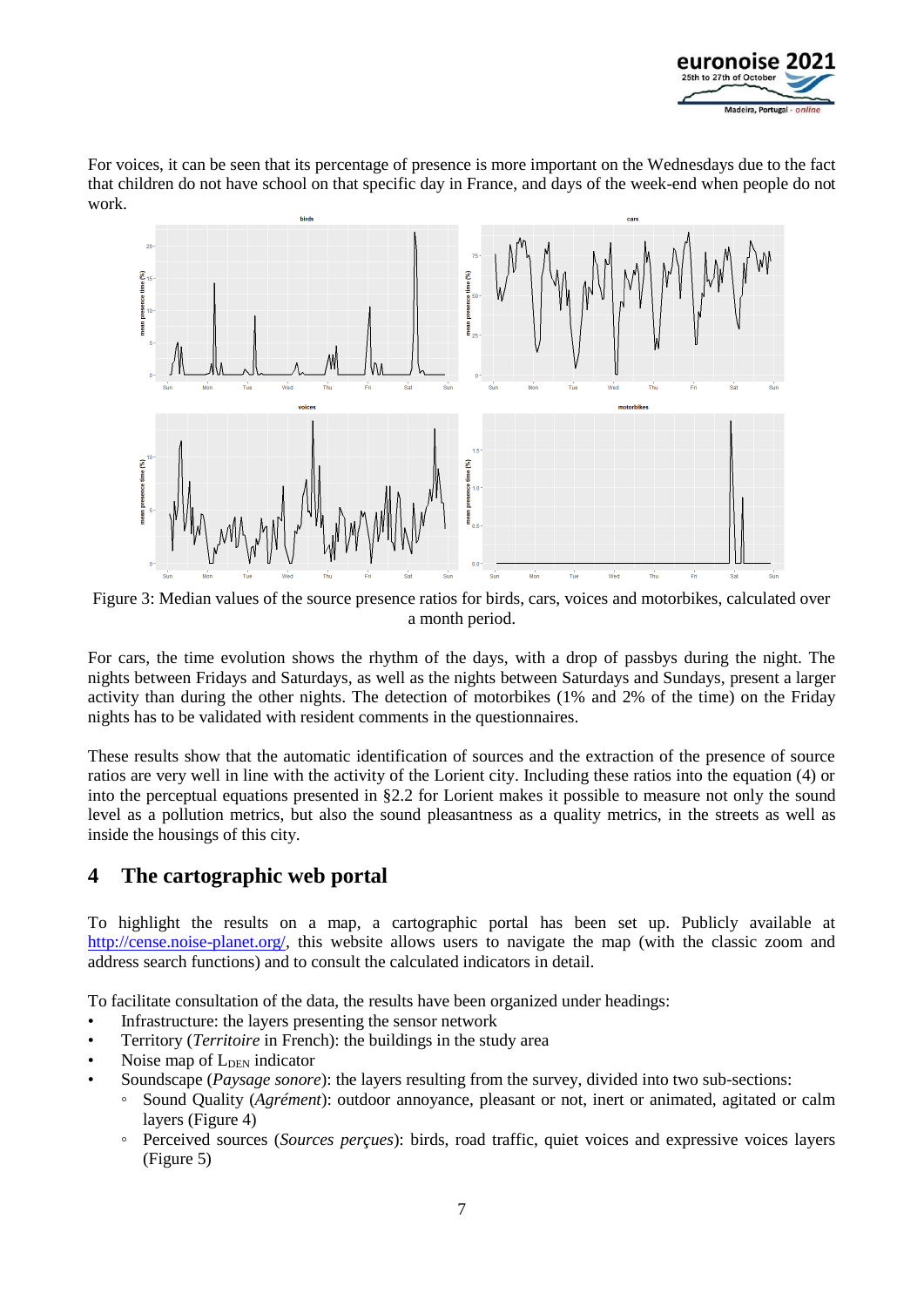For voices, it can be seen that its percentage of presence is more important on the Wednesdays due to the fact that children do not have school on that specific day in France, and days of the week-end when people do not work.

Figure 3: Median values of the source presence ratios for birds, cars, voices and motorbikes, calculated over a month period.

For cars, the time evolution shows the rhythm of the days, with a drop of passbys during the night. The nights between Fridays and Saturdays, as well as the nights between Saturdays and Sundays, present a larger activity than during the other nights. The detection of motorbikes (1% and 2% of the time) on the Friday nights has to be validated with resident comments in the questionnaires.

These results show that the automatic identification of sources and the extraction of the presence of source ratios are very well in line with the activity of the Lorient city. Including these ratios into the equation (4) or into the perceptual equations presented in §2.2 for Lorient makes it possible to measure not only the sound level as a pollution metrics, but also the sound pleasantness as a quality metrics, in the streets as well as inside the housings of this city.

# 4 The cartographic web portal

To highlight the results on a map, a cartographic portal has been set up. Publicly available at http://cense.noise-planet.org/, this website allows users to navigate the map (with the classic zoom and address search functions) and to consult the calculated indicators in detail.

To facilitate consultation of the data, the results have been organized under headings:

- Infrastructure: the layers presenting the sensor network
- Territory (*Territoire* in French): the buildings in the study area
- Noise map of $L_{DEN}$ indicator
- Soundscape (*Paysage sonore*): the layers resulting from the survey, divided into two sub-sections:
  - Sound Quality (*Agrément*): outdoor annoyance, pleasant or not, inert or animated, agitated or calm layers (Figure 4)
  - Perceived sources (*Sources perçues*): birds, road traffic, quiet voices and expressive voices layers (Figure 5)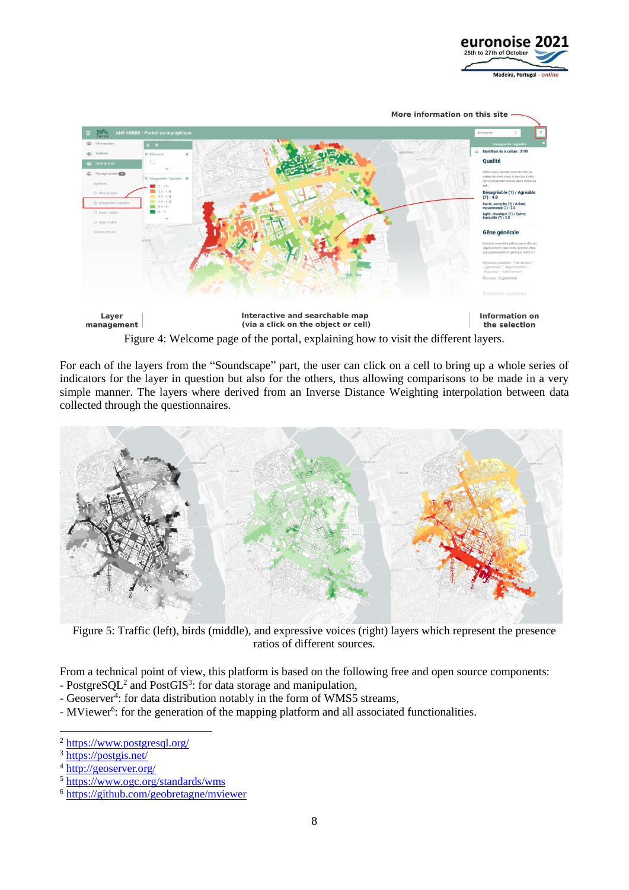Figure 4: Welcome page of the portal, explaining how to visit the different layers.

For each of the layers from the "Soundscape" part, the user can click on a cell to bring up a whole series of indicators for the layer in question but also for the others, thus allowing comparisons to be made in a very simple manner. The layers where derived from an Inverse Distance Weighting interpolation between data collected through the questionnaires.

Figure 5: Traffic (left), birds (middle), and expressive voices (right) layers which represent the presence ratios of different sources.

From a technical point of view, this platform is based on the following free and open source components:

- PostgreSQL[2] and PostGIS[3]: for data storage and manipulation,
- Geoserver[4]: for data distribution notably in the form of WMS5 streams,
- MViewer[6]: for the generation of the mapping platform and all associated functionalities.

---

[2] https://www.postgresql.org/

[3] https://postgis.net/

[4] http://geoserver.org/

[5] https://www.ogc.org/standards/wms

[6] https://github.com/geobretagne/mviewer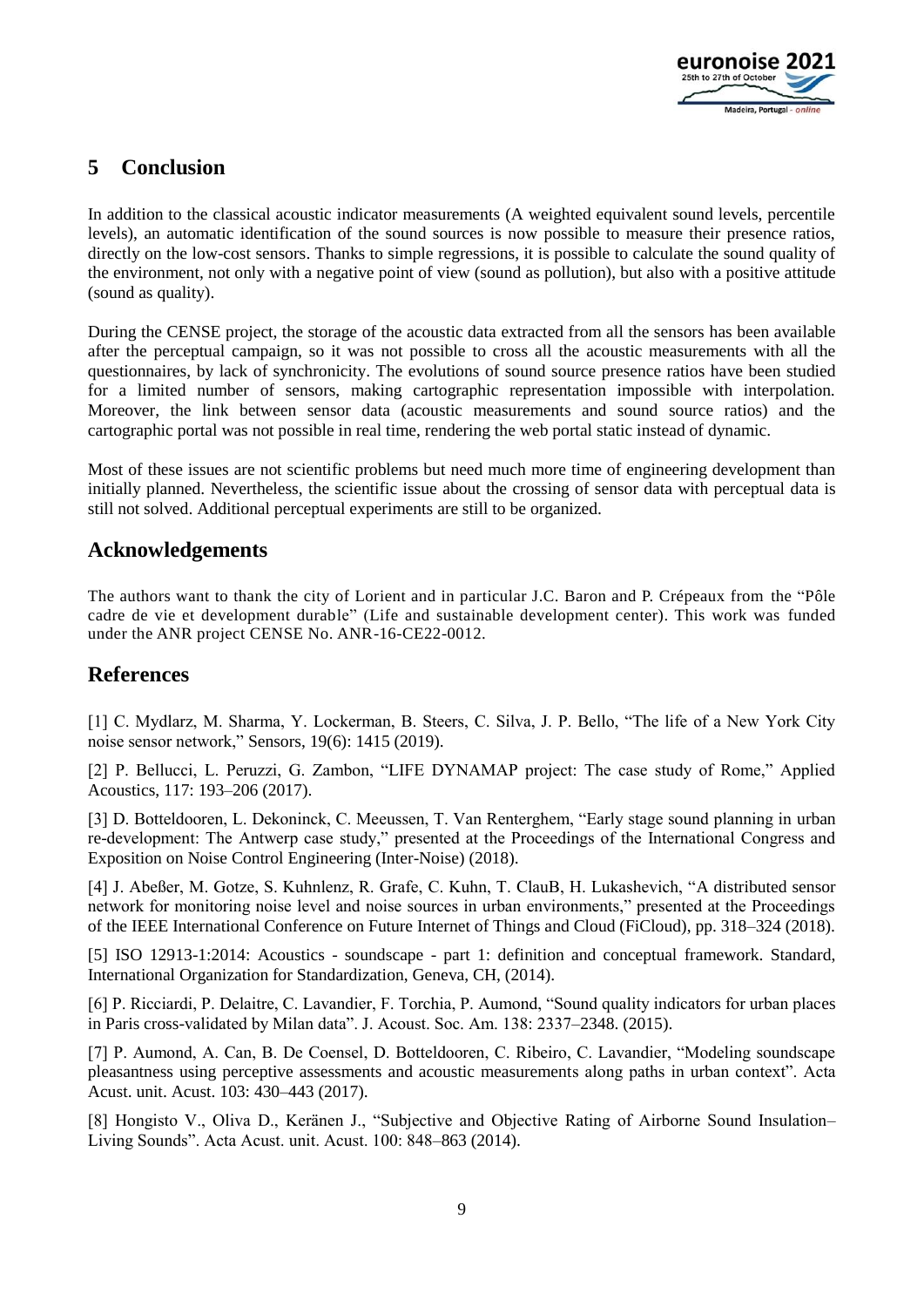## 5 Conclusion

In addition to the classical acoustic indicator measurements (A weighted equivalent sound levels, percentile levels), an automatic identification of the sound sources is now possible to measure their presence ratios, directly on the low-cost sensors. Thanks to simple regressions, it is possible to calculate the sound quality of the environment, not only with a negative point of view (sound as pollution), but also with a positive attitude (sound as quality).

During the CENSE project, the storage of the acoustic data extracted from all the sensors has been available after the perceptual campaign, so it was not possible to cross all the acoustic measurements with all the questionnaires, by lack of synchronicity. The evolutions of sound source presence ratios have been studied for a limited number of sensors, making cartographic representation impossible with interpolation. Moreover, the link between sensor data (acoustic measurements and sound source ratios) and the cartographic portal was not possible in real time, rendering the web portal static instead of dynamic.

Most of these issues are not scientific problems but need much more time of engineering development than initially planned. Nevertheless, the scientific issue about the crossing of sensor data with perceptual data is still not solved. Additional perceptual experiments are still to be organized.

## Acknowledgements

The authors want to thank the city of Lorient and in particular J.C. Baron and P. Crépeaux from the "Pôle cadre de vie et development durable" (Life and sustainable development center). This work was funded under the ANR project CENSE No. ANR-16-CE22-0012.

## References

[1] C. Mydlarz, M. Sharma, Y. Lockerman, B. Steers, C. Silva, J. P. Bello, "The life of a New York City noise sensor network," Sensors, 19(6): 1415 (2019).

[2] P. Bellucci, L. Peruzzi, G. Zambon, "LIFE DYNAMAP project: The case study of Rome," Applied Acoustics, 117: 193–206 (2017).

[3] D. Botteldooren, L. Dekoninck, C. Meeussen, T. Van Renterghem, "Early stage sound planning in urban re-development: The Antwerp case study," presented at the Proceedings of the International Congress and Exposition on Noise Control Engineering (Inter-Noise) (2018).

[4] J. Abeßer, M. Gotze, S. Kuhnlenz, R. Grafe, C. Kuhn, T. ClauB, H. Lukashevich, "A distributed sensor network for monitoring noise level and noise sources in urban environments," presented at the Proceedings of the IEEE International Conference on Future Internet of Things and Cloud (FiCloud), pp. 318–324 (2018).

[5] ISO 12913-1:2014: Acoustics - soundscape - part 1: definition and conceptual framework. Standard, International Organization for Standardization, Geneva, CH, (2014).

[6] P. Ricciardi, P. Delaitre, C. Lavandier, F. Torchia, P. Aumond, "Sound quality indicators for urban places in Paris cross-validated by Milan data". J. Acoust. Soc. Am. 138: 2337–2348. (2015).

[7] P. Aumond, A. Can, B. De Coensel, D. Botteldooren, C. Ribeiro, C. Lavandier, "Modeling soundscape pleasantness using perceptive assessments and acoustic measurements along paths in urban context". Acta Acust. unit. Acust. 103: 430–443 (2017).

[8] Hongisto V., Oliva D., Keränen J., "Subjective and Objective Rating of Airborne Sound Insulation–Living Sounds". Acta Acust. unit. Acust. 100: 848–863 (2014).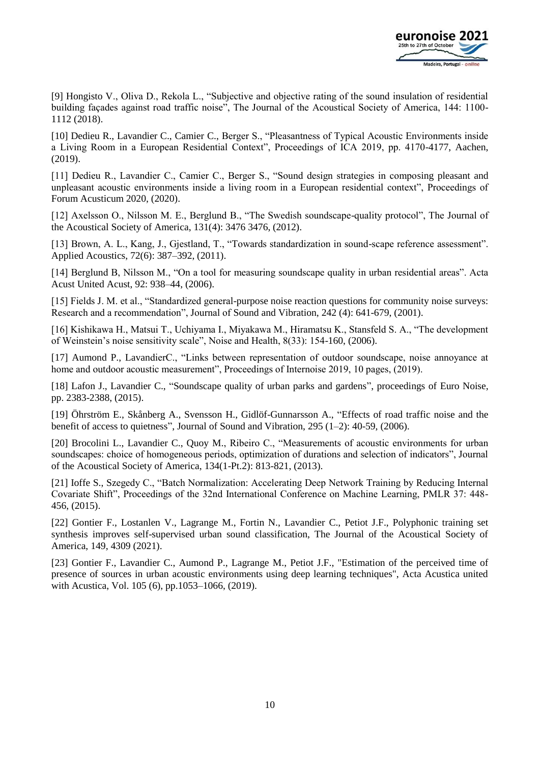[9] Hongisto V., Oliva D., Rekola L., "Subjective and objective rating of the sound insulation of residential building façades against road traffic noise", The Journal of the Acoustical Society of America, 144: 1100-1112 (2018).

[10] Dedieu R., Lavandier C., Camier C., Berger S., "Pleasantness of Typical Acoustic Environments inside a Living Room in a European Residential Context", Proceedings of ICA 2019, pp. 4170-4177, Aachen, (2019).

[11] Dedieu R., Lavandier C., Camier C., Berger S., "Sound design strategies in composing pleasant and unpleasant acoustic environments inside a living room in a European residential context", Proceedings of Forum Acusticum 2020, (2020).

[12] Axelsson O., Nilsson M. E., Berglund B., "The Swedish soundscape-quality protocol", The Journal of the Acoustical Society of America, 131(4): 3476 3476, (2012).

[13] Brown, A. L., Kang, J., Gjestland, T., "Towards standardization in sound-scape reference assessment". Applied Acoustics, 72(6): 387–392, (2011).

[14] Berglund B, Nilsson M., "On a tool for measuring soundscape quality in urban residential areas". Acta Acust United Acust, 92: 938–44, (2006).

[15] Fields J. M. et al., "Standardized general-purpose noise reaction questions for community noise surveys: Research and a recommendation", Journal of Sound and Vibration, 242 (4): 641-679, (2001).

[16] Kishikawa H., Matsui T., Uchiyama I., Miyakawa M., Hiramatsu K., Stansfeld S. A., "The development of Weinstein's noise sensitivity scale", Noise and Health, 8(33): 154-160, (2006).

[17] Aumond P., LavandierC., "Links between representation of outdoor soundscape, noise annoyance at home and outdoor acoustic measurement", Proceedings of Internoise 2019, 10 pages, (2019).

[18] Lafon J., Lavandier C., "Soundscape quality of urban parks and gardens", proceedings of Euro Noise, pp. 2383-2388, (2015).

[19] Öhrström E., Skånberg A., Svensson H., Gidlöf-Gunnarsson A., "Effects of road traffic noise and the benefit of access to quietness", Journal of Sound and Vibration, 295 (1–2): 40-59, (2006).

[20] Brocolini L., Lavandier C., Quoy M., Ribeiro C., "Measurements of acoustic environments for urban soundscapes: choice of homogeneous periods, optimization of durations and selection of indicators", Journal of the Acoustical Society of America, 134(1-Pt.2): 813-821, (2013).

[21] Ioffe S., Szegedy C., "Batch Normalization: Accelerating Deep Network Training by Reducing Internal Covariate Shift", Proceedings of the 32nd International Conference on Machine Learning, PMLR 37: 448-456, (2015).

[22] Gontier F., Lostanlen V., Lagrange M., Fortin N., Lavandier C., Petiot J.F., Polyphonic training set synthesis improves self-supervised urban sound classification, The Journal of the Acoustical Society of America, 149, 4309 (2021).

[23] Gontier F., Lavandier C., Aumond P., Lagrange M., Petiot J.F., "Estimation of the perceived time of presence of sources in urban acoustic environments using deep learning techniques", Acta Acustica united with Acustica, Vol. 105 (6), pp.1053–1066, (2019).